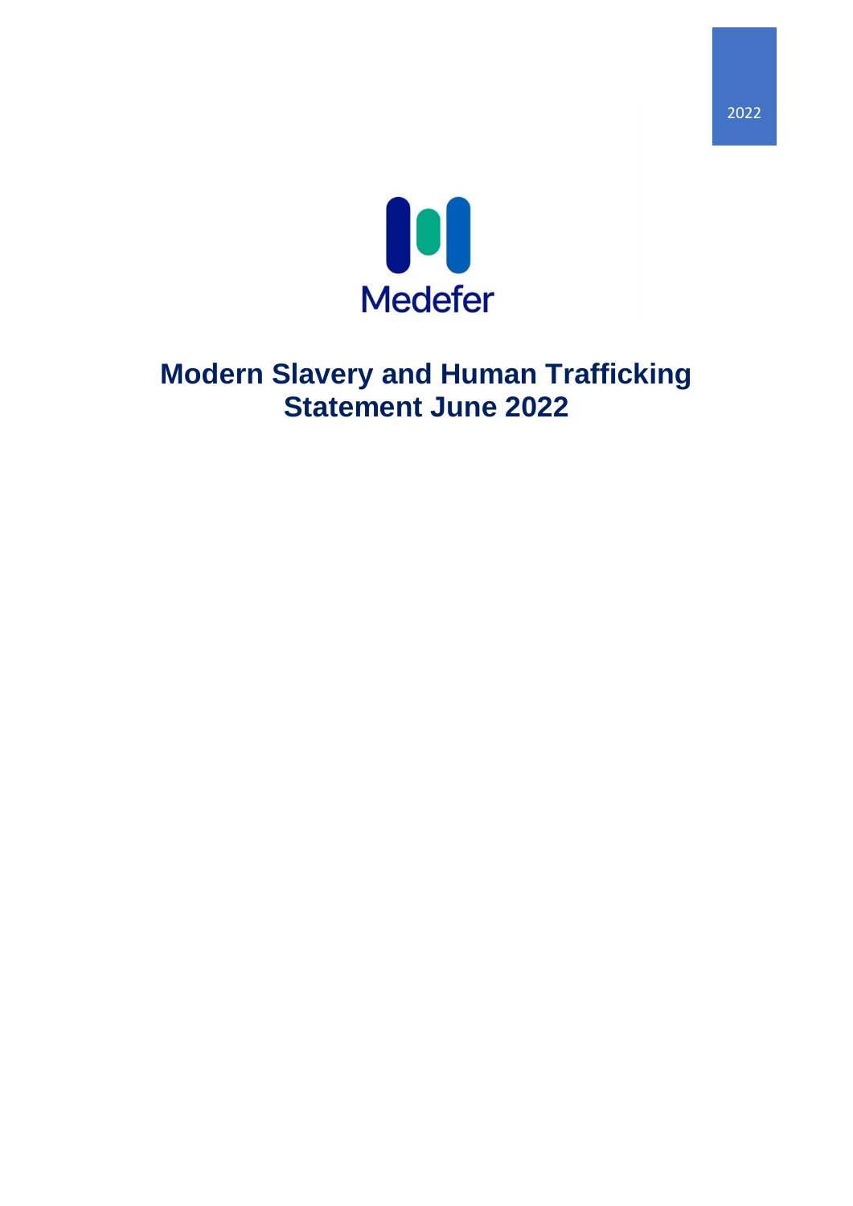2022

Medefer

# Modern Slavery and Human Trafficking Statement June 2022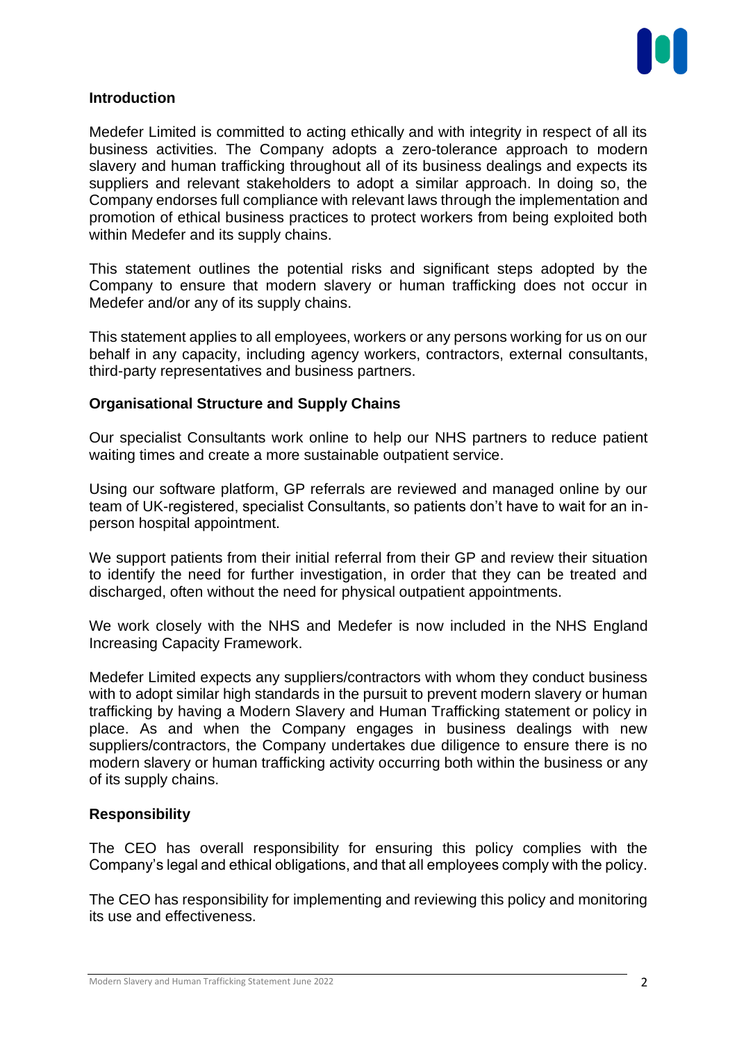## Introduction

Medefer Limited is committed to acting ethically and with integrity in respect of all its business activities. The Company adopts a zero-tolerance approach to modern slavery and human trafficking throughout all of its business dealings and expects its suppliers and relevant stakeholders to adopt a similar approach. In doing so, the Company endorses full compliance with relevant laws through the implementation and promotion of ethical business practices to protect workers from being exploited both within Medefer and its supply chains.

This statement outlines the potential risks and significant steps adopted by the Company to ensure that modern slavery or human trafficking does not occur in Medefer and/or any of its supply chains.

This statement applies to all employees, workers or any persons working for us on our behalf in any capacity, including agency workers, contractors, external consultants, third-party representatives and business partners.

## Organisational Structure and Supply Chains

Our specialist Consultants work online to help our NHS partners to reduce patient waiting times and create a more sustainable outpatient service.

Using our software platform, GP referrals are reviewed and managed online by our team of UK-registered, specialist Consultants, so patients don't have to wait for an in-person hospital appointment.

We support patients from their initial referral from their GP and review their situation to identify the need for further investigation, in order that they can be treated and discharged, often without the need for physical outpatient appointments.

We work closely with the NHS and Medefer is now included in the NHS England Increasing Capacity Framework.

Medefer Limited expects any suppliers/contractors with whom they conduct business with to adopt similar high standards in the pursuit to prevent modern slavery or human trafficking by having a Modern Slavery and Human Trafficking statement or policy in place. As and when the Company engages in business dealings with new suppliers/contractors, the Company undertakes due diligence to ensure there is no modern slavery or human trafficking activity occurring both within the business or any of its supply chains.

## Responsibility

The CEO has overall responsibility for ensuring this policy complies with the Company's legal and ethical obligations, and that all employees comply with the policy.

The CEO has responsibility for implementing and reviewing this policy and monitoring its use and effectiveness.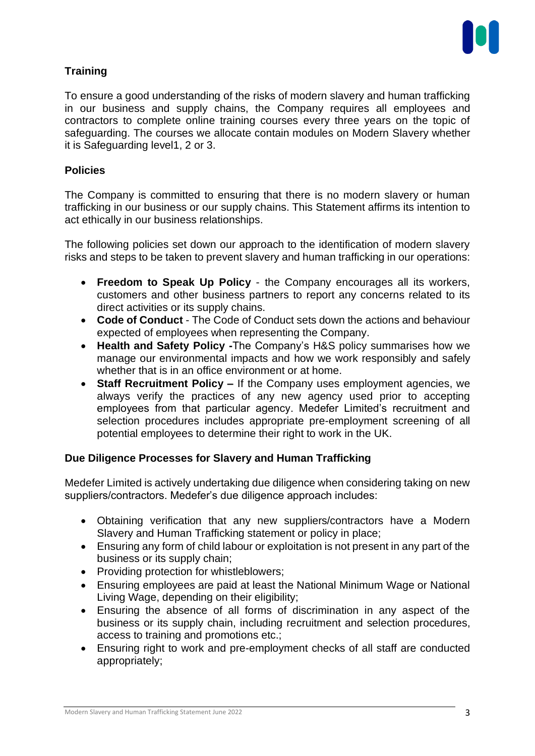## Training

To ensure a good understanding of the risks of modern slavery and human trafficking in our business and supply chains, the Company requires all employees and contractors to complete online training courses every three years on the topic of safeguarding. The courses we allocate contain modules on Modern Slavery whether it is Safeguarding level1, 2 or 3.

## Policies

The Company is committed to ensuring that there is no modern slavery or human trafficking in our business or our supply chains. This Statement affirms its intention to act ethically in our business relationships.

The following policies set down our approach to the identification of modern slavery risks and steps to be taken to prevent slavery and human trafficking in our operations:

- **Freedom to Speak Up Policy** - the Company encourages all its workers, customers and other business partners to report any concerns related to its direct activities or its supply chains.
- **Code of Conduct** - The Code of Conduct sets down the actions and behaviour expected of employees when representing the Company.
- **Health and Safety Policy -**The Company's H&S policy summarises how we manage our environmental impacts and how we work responsibly and safely whether that is in an office environment or at home.
- **Staff Recruitment Policy –** If the Company uses employment agencies, we always verify the practices of any new agency used prior to accepting employees from that particular agency. Medefer Limited's recruitment and selection procedures includes appropriate pre-employment screening of all potential employees to determine their right to work in the UK.

## Due Diligence Processes for Slavery and Human Trafficking

Medefer Limited is actively undertaking due diligence when considering taking on new suppliers/contractors. Medefer's due diligence approach includes:

- Obtaining verification that any new suppliers/contractors have a Modern Slavery and Human Trafficking statement or policy in place;
- Ensuring any form of child labour or exploitation is not present in any part of the business or its supply chain;
- Providing protection for whistleblowers;
- Ensuring employees are paid at least the National Minimum Wage or National Living Wage, depending on their eligibility;
- Ensuring the absence of all forms of discrimination in any aspect of the business or its supply chain, including recruitment and selection procedures, access to training and promotions etc.;
- Ensuring right to work and pre-employment checks of all staff are conducted appropriately;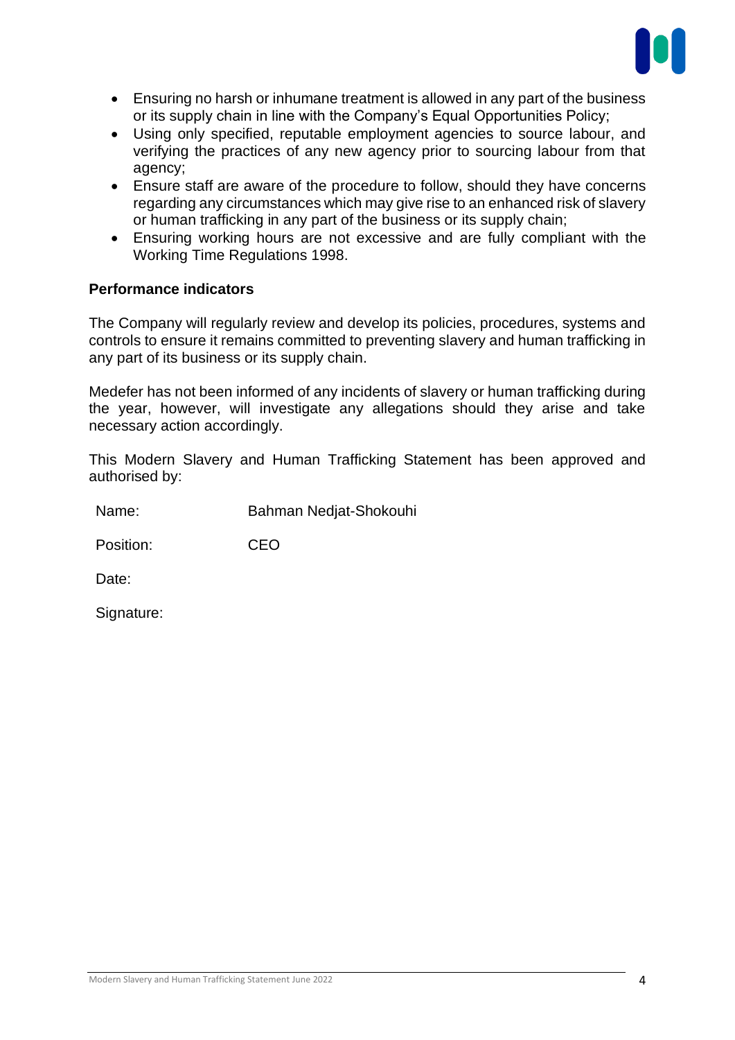- Ensuring no harsh or inhumane treatment is allowed in any part of the business or its supply chain in line with the Company's Equal Opportunities Policy;
- Using only specified, reputable employment agencies to source labour, and verifying the practices of any new agency prior to sourcing labour from that agency;
- Ensure staff are aware of the procedure to follow, should they have concerns regarding any circumstances which may give rise to an enhanced risk of slavery or human trafficking in any part of the business or its supply chain;
- Ensuring working hours are not excessive and are fully compliant with the Working Time Regulations 1998.

**Performance indicators**

The Company will regularly review and develop its policies, procedures, systems and controls to ensure it remains committed to preventing slavery and human trafficking in any part of its business or its supply chain.

Medefer has not been informed of any incidents of slavery or human trafficking during the year, however, will investigate any allegations should they arise and take necessary action accordingly.

This Modern Slavery and Human Trafficking Statement has been approved and authorised by:

| | |
|---|---|
| Name: | Bahman Nedjat-Shokouhi |
| Position: | CEO |
| Date: | |
| Signature: | |